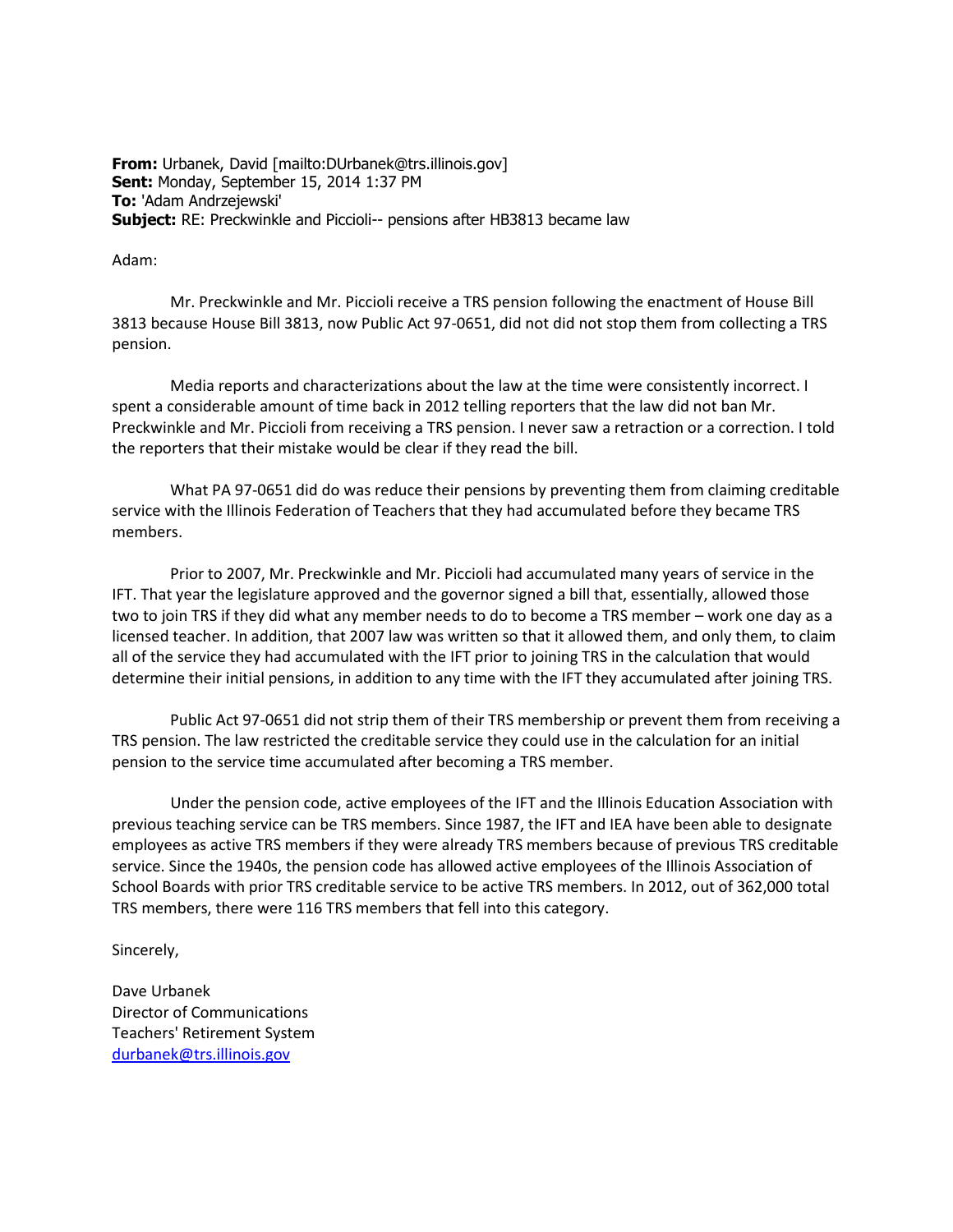**From:** Urbanek, David [mailto:DUrbanek@trs.illinois.gov]
**Sent:** Monday, September 15, 2014 1:37 PM
**To:** 'Adam Andrzejewski'
**Subject:** RE: Preckwinkle and Piccioli-- pensions after HB3813 became law

Adam:

Mr. Preckwinkle and Mr. Piccioli receive a TRS pension following the enactment of House Bill 3813 because House Bill 3813, now Public Act 97-0651, did not did not stop them from collecting a TRS pension.

Media reports and characterizations about the law at the time were consistently incorrect. I spent a considerable amount of time back in 2012 telling reporters that the law did not ban Mr. Preckwinkle and Mr. Piccioli from receiving a TRS pension. I never saw a retraction or a correction. I told the reporters that their mistake would be clear if they read the bill.

What PA 97-0651 did do was reduce their pensions by preventing them from claiming creditable service with the Illinois Federation of Teachers that they had accumulated before they became TRS members.

Prior to 2007, Mr. Preckwinkle and Mr. Piccioli had accumulated many years of service in the IFT. That year the legislature approved and the governor signed a bill that, essentially, allowed those two to join TRS if they did what any member needs to do to become a TRS member – work one day as a licensed teacher. In addition, that 2007 law was written so that it allowed them, and only them, to claim all of the service they had accumulated with the IFT prior to joining TRS in the calculation that would determine their initial pensions, in addition to any time with the IFT they accumulated after joining TRS.

Public Act 97-0651 did not strip them of their TRS membership or prevent them from receiving a TRS pension. The law restricted the creditable service they could use in the calculation for an initial pension to the service time accumulated after becoming a TRS member.

Under the pension code, active employees of the IFT and the Illinois Education Association with previous teaching service can be TRS members. Since 1987, the IFT and IEA have been able to designate employees as active TRS members if they were already TRS members because of previous TRS creditable service. Since the 1940s, the pension code has allowed active employees of the Illinois Association of School Boards with prior TRS creditable service to be active TRS members. In 2012, out of 362,000 total TRS members, there were 116 TRS members that fell into this category.

Sincerely,

Dave Urbanek
Director of Communications
Teachers' Retirement System
durbanek@trs.illinois.gov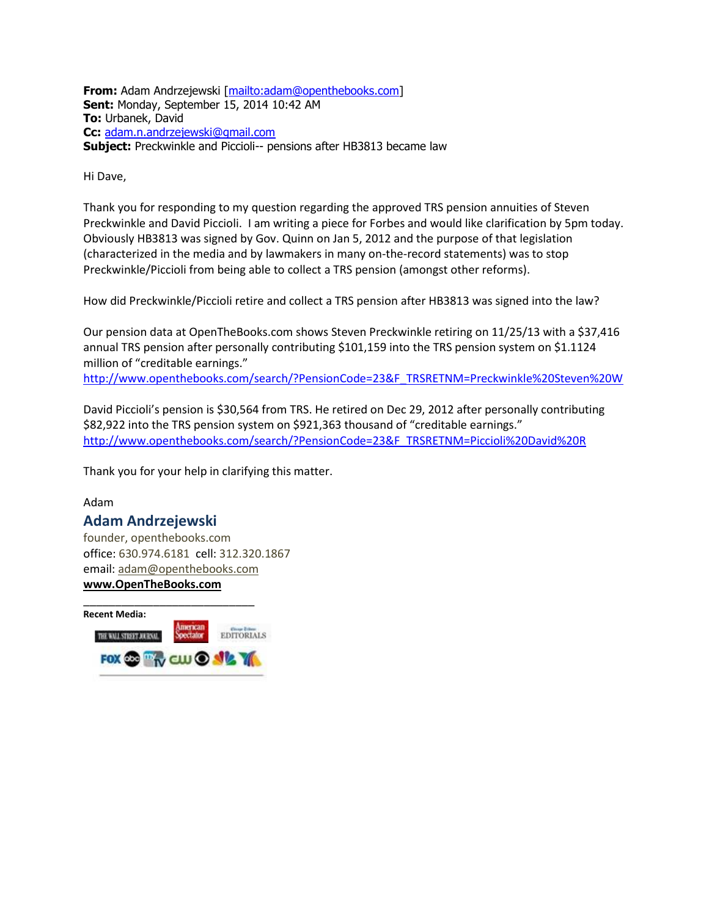**From:** Adam Andrzejewski [mailto:adam@openthebooks.com]
**Sent:** Monday, September 15, 2014 10:42 AM
**To:** Urbanek, David
**Cc:** adam.n.andrzejewski@gmail.com
**Subject:** Preckwinkle and Piccioli-- pensions after HB3813 became law

Hi Dave,

Thank you for responding to my question regarding the approved TRS pension annuities of Steven Preckwinkle and David Piccioli. I am writing a piece for Forbes and would like clarification by 5pm today. Obviously HB3813 was signed by Gov. Quinn on Jan 5, 2012 and the purpose of that legislation (characterized in the media and by lawmakers in many on-the-record statements) was to stop Preckwinkle/Piccioli from being able to collect a TRS pension (amongst other reforms).

How did Preckwinkle/Piccioli retire and collect a TRS pension after HB3813 was signed into the law?

Our pension data at OpenTheBooks.com shows Steven Preckwinkle retiring on 11/25/13 with a $37,416 annual TRS pension after personally contributing $101,159 into the TRS pension system on $1.1124 million of "creditable earnings."
http://www.openthebooks.com/search/?PensionCode=23&F_TRSRETNM=Preckwinkle%20Steven%20W

David Piccioli's pension is $30,564 from TRS. He retired on Dec 29, 2012 after personally contributing $82,922 into the TRS pension system on $921,363 thousand of "creditable earnings."
http://www.openthebooks.com/search/?PensionCode=23&F_TRSRETNM=Piccioli%20David%20R

Thank you for your help in clarifying this matter.

Adam

**Adam Andrzejewski**
founder, openthebooks.com
office: 630.974.6181 cell: 312.320.1867
email: adam@openthebooks.com
**www.OpenTheBooks.com**

**Recent Media:**